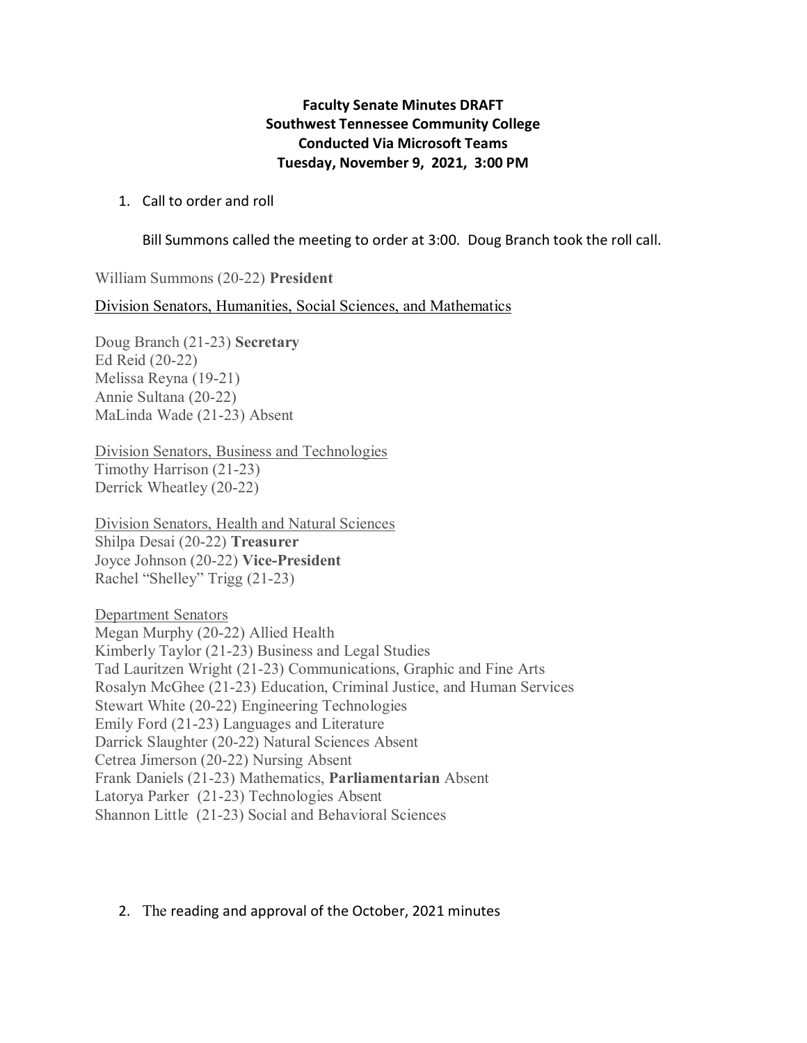**Faculty Senate Minutes DRAFT**
**Southwest Tennessee Community College**
**Conducted Via Microsoft Teams**
**Tuesday, November 9, 2021, 3:00 PM**

1. Call to order and roll

   Bill Summons called the meeting to order at 3:00. Doug Branch took the roll call.

William Summons (20-22) **President**

<u>Division Senators, Humanities, Social Sciences, and Mathematics</u>

Doug Branch (21-23) **Secretary**
Ed Reid (20-22)
Melissa Reyna (19-21)
Annie Sultana (20-22)
MaLinda Wade (21-23) Absent

<u>Division Senators, Business and Technologies</u>
Timothy Harrison (21-23)
Derrick Wheatley (20-22)

<u>Division Senators, Health and Natural Sciences</u>
Shilpa Desai (20-22) **Treasurer**
Joyce Johnson (20-22) **Vice-President**
Rachel "Shelley" Trigg (21-23)

<u>Department Senators</u>
Megan Murphy (20-22) Allied Health
Kimberly Taylor (21-23) Business and Legal Studies
Tad Lauritzen Wright (21-23) Communications, Graphic and Fine Arts
Rosalyn McGhee (21-23) Education, Criminal Justice, and Human Services
Stewart White (20-22) Engineering Technologies
Emily Ford (21-23) Languages and Literature
Darrick Slaughter (20-22) Natural Sciences Absent
Cetrea Jimerson (20-22) Nursing Absent
Frank Daniels (21-23) Mathematics, **Parliamentarian** Absent
Latorya Parker (21-23) Technologies Absent
Shannon Little (21-23) Social and Behavioral Sciences

2. The reading and approval of the October, 2021 minutes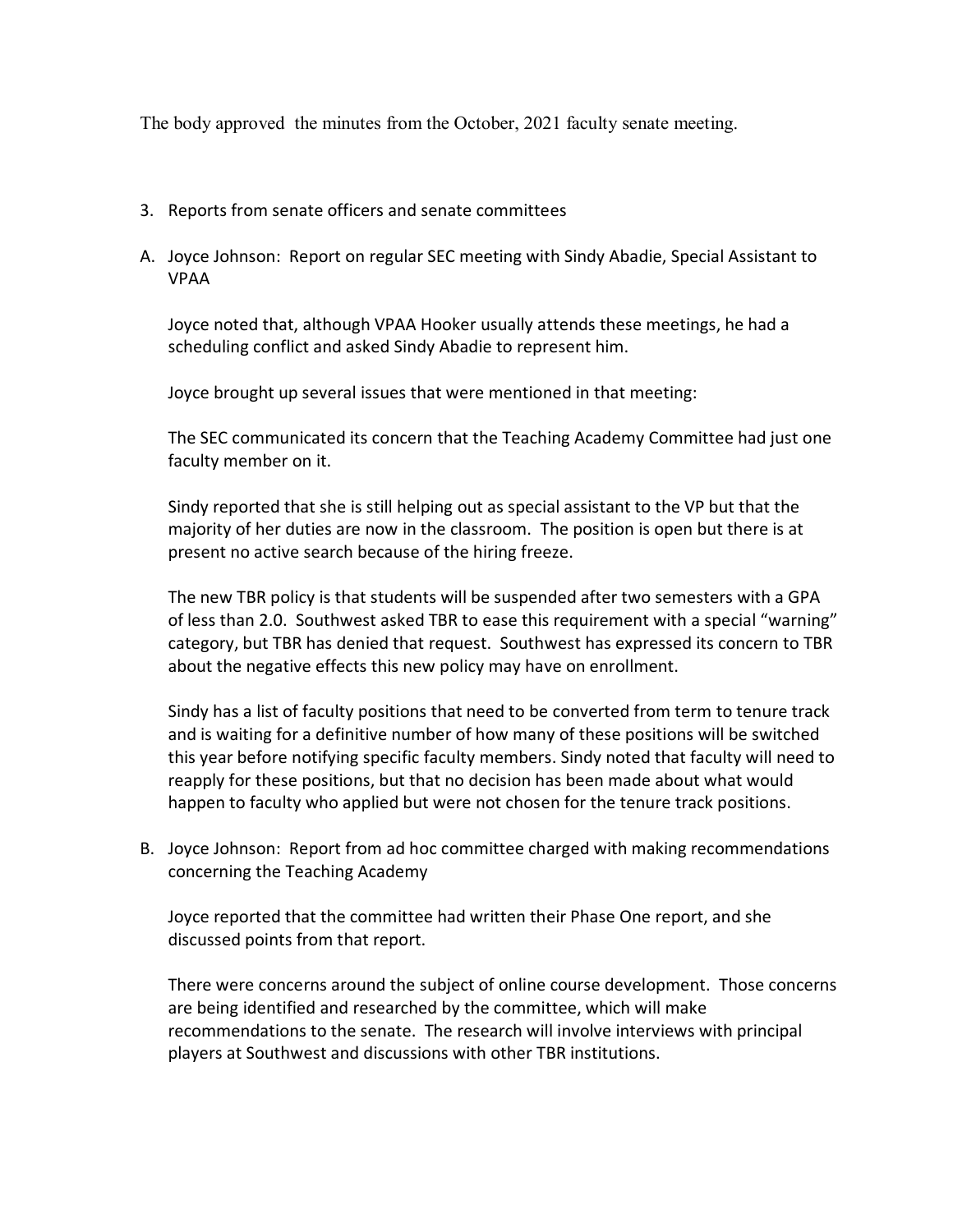The body approved the minutes from the October, 2021 faculty senate meeting.

3. Reports from senate officers and senate committees

A. Joyce Johnson: Report on regular SEC meeting with Sindy Abadie, Special Assistant to VPAA

   Joyce noted that, although VPAA Hooker usually attends these meetings, he had a scheduling conflict and asked Sindy Abadie to represent him.

   Joyce brought up several issues that were mentioned in that meeting:

   The SEC communicated its concern that the Teaching Academy Committee had just one faculty member on it.

   Sindy reported that she is still helping out as special assistant to the VP but that the majority of her duties are now in the classroom. The position is open but there is at present no active search because of the hiring freeze.

   The new TBR policy is that students will be suspended after two semesters with a GPA of less than 2.0. Southwest asked TBR to ease this requirement with a special "warning" category, but TBR has denied that request. Southwest has expressed its concern to TBR about the negative effects this new policy may have on enrollment.

   Sindy has a list of faculty positions that need to be converted from term to tenure track and is waiting for a definitive number of how many of these positions will be switched this year before notifying specific faculty members. Sindy noted that faculty will need to reapply for these positions, but that no decision has been made about what would happen to faculty who applied but were not chosen for the tenure track positions.

B. Joyce Johnson: Report from ad hoc committee charged with making recommendations concerning the Teaching Academy

   Joyce reported that the committee had written their Phase One report, and she discussed points from that report.

   There were concerns around the subject of online course development. Those concerns are being identified and researched by the committee, which will make recommendations to the senate. The research will involve interviews with principal players at Southwest and discussions with other TBR institutions.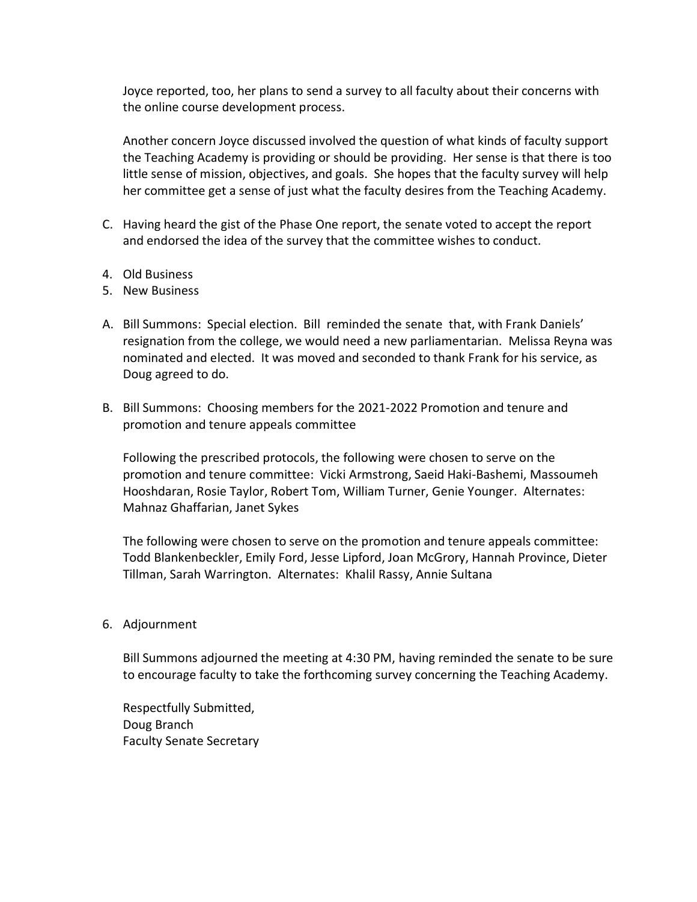Joyce reported, too, her plans to send a survey to all faculty about their concerns with the online course development process.

Another concern Joyce discussed involved the question of what kinds of faculty support the Teaching Academy is providing or should be providing. Her sense is that there is too little sense of mission, objectives, and goals. She hopes that the faculty survey will help her committee get a sense of just what the faculty desires from the Teaching Academy.

C. Having heard the gist of the Phase One report, the senate voted to accept the report and endorsed the idea of the survey that the committee wishes to conduct.

4. Old Business
5. New Business

A. Bill Summons: Special election. Bill reminded the senate that, with Frank Daniels' resignation from the college, we would need a new parliamentarian. Melissa Reyna was nominated and elected. It was moved and seconded to thank Frank for his service, as Doug agreed to do.

B. Bill Summons: Choosing members for the 2021-2022 Promotion and tenure and promotion and tenure appeals committee

Following the prescribed protocols, the following were chosen to serve on the promotion and tenure committee: Vicki Armstrong, Saeid Haki-Bashemi, Massoumeh Hooshdaran, Rosie Taylor, Robert Tom, William Turner, Genie Younger. Alternates: Mahnaz Ghaffarian, Janet Sykes

The following were chosen to serve on the promotion and tenure appeals committee: Todd Blankenbeckler, Emily Ford, Jesse Lipford, Joan McGrory, Hannah Province, Dieter Tillman, Sarah Warrington. Alternates: Khalil Rassy, Annie Sultana

6. Adjournment

Bill Summons adjourned the meeting at 4:30 PM, having reminded the senate to be sure to encourage faculty to take the forthcoming survey concerning the Teaching Academy.

Respectfully Submitted,
Doug Branch
Faculty Senate Secretary